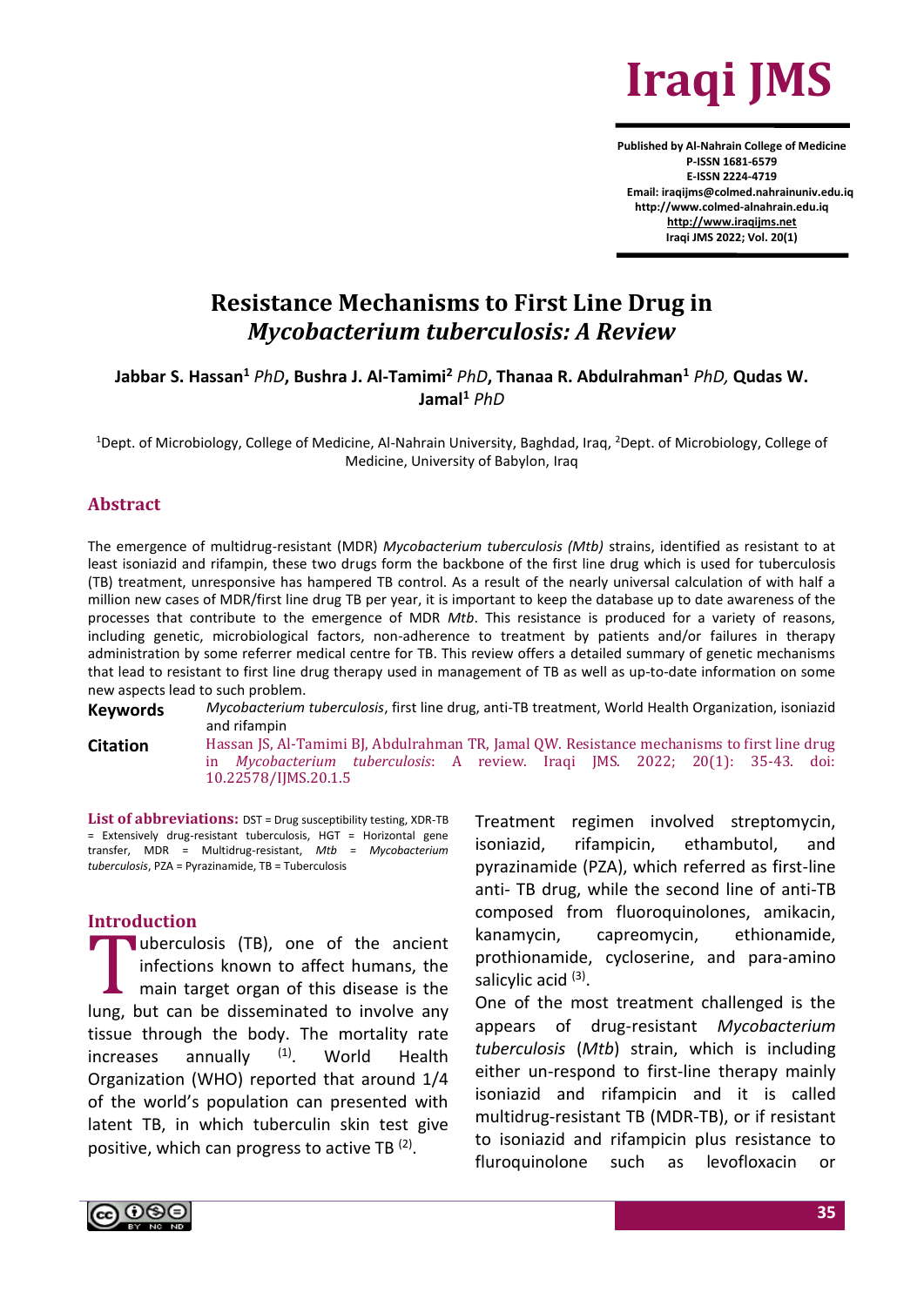# Resistance Mechanisms to First Line Drug in *Mycobacterium tuberculosis: A Review*

**Jabbar S. Hassan[1]** *PhD*, **Bushra J. Al-Tamimi[2]** *PhD*, **Thanaa R. Abdulrahman[1]** *PhD,* **Qudas W. Jamal[1]** *PhD*

[1]Dept. of Microbiology, College of Medicine, Al-Nahrain University, Baghdad, Iraq, [2]Dept. of Microbiology, College of Medicine, University of Babylon, Iraq

## Abstract

The emergence of multidrug-resistant (MDR) *Mycobacterium tuberculosis (Mtb)* strains, identified as resistant to at least isoniazid and rifampin, these two drugs form the backbone of the first line drug which is used for tuberculosis (TB) treatment, unresponsive has hampered TB control. As a result of the nearly universal calculation of with half a million new cases of MDR/first line drug TB per year, it is important to keep the database up to date awareness of the processes that contribute to the emergence of MDR *Mtb*. This resistance is produced for a variety of reasons, including genetic, microbiological factors, non-adherence to treatment by patients and/or failures in therapy administration by some referrer medical centre for TB. This review offers a detailed summary of genetic mechanisms that lead to resistant to first line drug therapy used in management of TB as well as up-to-date information on some new aspects lead to such problem.

**Keywords** *Mycobacterium tuberculosis*, first line drug, anti-TB treatment, World Health Organization, isoniazid and rifampin

**Citation** Hassan JS, Al-Tamimi BJ, Abdulrahman TR, Jamal QW. Resistance mechanisms to first line drug in *Mycobacterium tuberculosis*: A review. Iraqi JMS. 2022; 20(1): 35-43. doi: 10.22578/IJMS.20.1.5

**List of abbreviations:** DST = Drug susceptibility testing, XDR-TB = Extensively drug-resistant tuberculosis, HGT = Horizontal gene transfer, MDR = Multidrug-resistant, *Mtb* = *Mycobacterium tuberculosis*, PZA = Pyrazinamide, TB = Tuberculosis

## Introduction

Tuberculosis (TB), one of the ancient infections known to affect humans, the main target organ of this disease is the lung, but can be disseminated to involve any tissue through the body. The mortality rate increases annually [(1)]. World Health Organization (WHO) reported that around 1/4 of the world's population can presented with latent TB, in which tuberculin skin test give positive, which can progress to active TB [(2)].

Treatment regimen involved streptomycin, isoniazid, rifampicin, ethambutol, and pyrazinamide (PZA), which referred as first-line anti- TB drug, while the second line of anti-TB composed from fluoroquinolones, amikacin, kanamycin, capreomycin, ethionamide, prothionamide, cycloserine, and para-amino salicylic acid [(3)].

One of the most treatment challenged is the appears of drug-resistant *Mycobacterium tuberculosis* (*Mtb*) strain, which is including either un-respond to first-line therapy mainly isoniazid and rifampicin and it is called multidrug-resistant TB (MDR-TB), or if resistant to isoniazid and rifampicin plus resistance to fluroquinolone such as levofloxacin or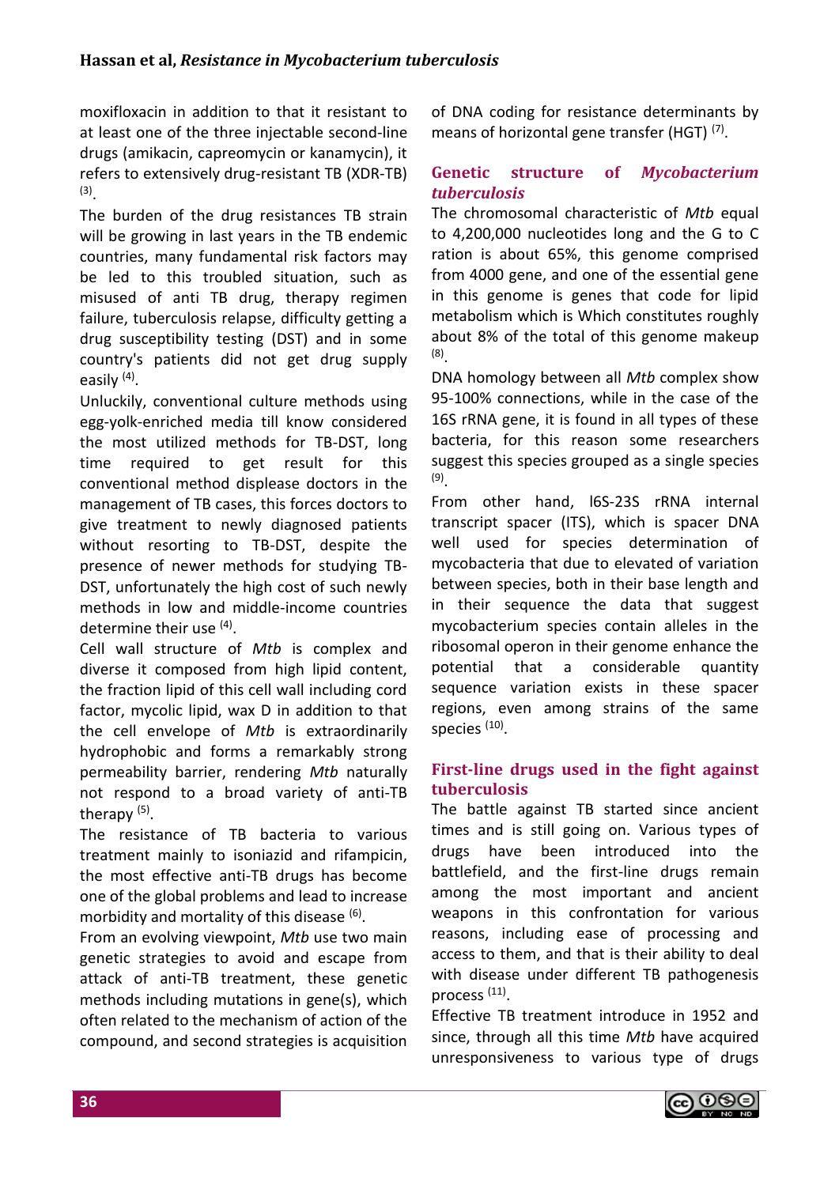moxifloxacin in addition to that it resistant to at least one of the three injectable second-line drugs (amikacin, capreomycin or kanamycin), it refers to extensively drug-resistant TB (XDR-TB) [3].

The burden of the drug resistances TB strain will be growing in last years in the TB endemic countries, many fundamental risk factors may be led to this troubled situation, such as misused of anti TB drug, therapy regimen failure, tuberculosis relapse, difficulty getting a drug susceptibility testing (DST) and in some country's patients did not get drug supply easily [4].

Unluckily, conventional culture methods using egg-yolk-enriched media till know considered the most utilized methods for TB-DST, long time required to get result for this conventional method displease doctors in the management of TB cases, this forces doctors to give treatment to newly diagnosed patients without resorting to TB-DST, despite the presence of newer methods for studying TB-DST, unfortunately the high cost of such newly methods in low and middle-income countries determine their use [4].

Cell wall structure of *Mtb* is complex and diverse it composed from high lipid content, the fraction lipid of this cell wall including cord factor, mycolic lipid, wax D in addition to that the cell envelope of *Mtb* is extraordinarily hydrophobic and forms a remarkably strong permeability barrier, rendering *Mtb* naturally not respond to a broad variety of anti-TB therapy [5].

The resistance of TB bacteria to various treatment mainly to isoniazid and rifampicin, the most effective anti-TB drugs has become one of the global problems and lead to increase morbidity and mortality of this disease [6].

From an evolving viewpoint, *Mtb* use two main genetic strategies to avoid and escape from attack of anti-TB treatment, these genetic methods including mutations in gene(s), which often related to the mechanism of action of the compound, and second strategies is acquisition of DNA coding for resistance determinants by means of horizontal gene transfer (HGT) [7].

## Genetic structure of *Mycobacterium tuberculosis*

The chromosomal characteristic of *Mtb* equal to 4,200,000 nucleotides long and the G to C ration is about 65%, this genome comprised from 4000 gene, and one of the essential gene in this genome is genes that code for lipid metabolism which is Which constitutes roughly about 8% of the total of this genome makeup [8].

DNA homology between all *Mtb* complex show 95-100% connections, while in the case of the 16S rRNA gene, it is found in all types of these bacteria, for this reason some researchers suggest this species grouped as a single species [9].

From other hand, l6S-23S rRNA internal transcript spacer (ITS), which is spacer DNA well used for species determination of mycobacteria that due to elevated of variation between species, both in their base length and in their sequence the data that suggest mycobacterium species contain alleles in the ribosomal operon in their genome enhance the potential that a considerable quantity sequence variation exists in these spacer regions, even among strains of the same species [10].

## First-line drugs used in the fight against tuberculosis

The battle against TB started since ancient times and is still going on. Various types of drugs have been introduced into the battlefield, and the first-line drugs remain among the most important and ancient weapons in this confrontation for various reasons, including ease of processing and access to them, and that is their ability to deal with disease under different TB pathogenesis process [11].

Effective TB treatment introduce in 1952 and since, through all this time *Mtb* have acquired unresponsiveness to various type of drugs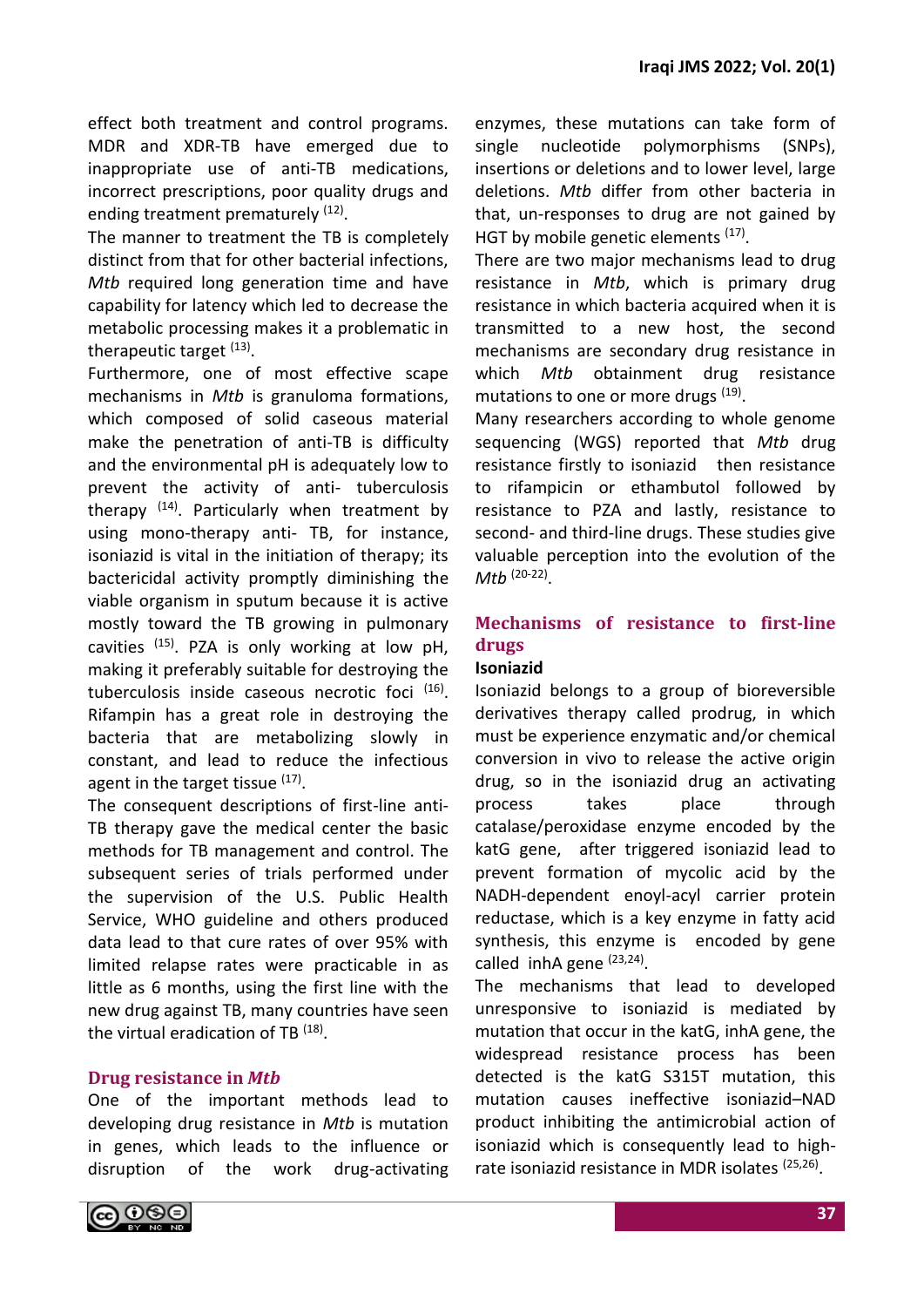effect both treatment and control programs. MDR and XDR-TB have emerged due to inappropriate use of anti-TB medications, incorrect prescriptions, poor quality drugs and ending treatment prematurely [12].

The manner to treatment the TB is completely distinct from that for other bacterial infections, *Mtb* required long generation time and have capability for latency which led to decrease the metabolic processing makes it a problematic in therapeutic target [13].

Furthermore, one of most effective scape mechanisms in *Mtb* is granuloma formations, which composed of solid caseous material make the penetration of anti-TB is difficulty and the environmental pH is adequately low to prevent the activity of anti- tuberculosis therapy [14]. Particularly when treatment by using mono-therapy anti- TB, for instance, isoniazid is vital in the initiation of therapy; its bactericidal activity promptly diminishing the viable organism in sputum because it is active mostly toward the TB growing in pulmonary cavities [15]. PZA is only working at low pH, making it preferably suitable for destroying the tuberculosis inside caseous necrotic foci [16]. Rifampin has a great role in destroying the bacteria that are metabolizing slowly in constant, and lead to reduce the infectious agent in the target tissue [17].

The consequent descriptions of first-line anti-TB therapy gave the medical center the basic methods for TB management and control. The subsequent series of trials performed under the supervision of the U.S. Public Health Service, WHO guideline and others produced data lead to that cure rates of over 95% with limited relapse rates were practicable in as little as 6 months, using the first line with the new drug against TB, many countries have seen the virtual eradication of TB [18].

## Drug resistance in *Mtb*

One of the important methods lead to developing drug resistance in *Mtb* is mutation in genes, which leads to the influence or disruption of the work drug-activating enzymes, these mutations can take form of single nucleotide polymorphisms (SNPs), insertions or deletions and to lower level, large deletions. *Mtb* differ from other bacteria in that, un-responses to drug are not gained by HGT by mobile genetic elements [17].

There are two major mechanisms lead to drug resistance in *Mtb*, which is primary drug resistance in which bacteria acquired when it is transmitted to a new host, the second mechanisms are secondary drug resistance in which *Mtb* obtainment drug resistance mutations to one or more drugs [19].

Many researchers according to whole genome sequencing (WGS) reported that *Mtb* drug resistance firstly to isoniazid then resistance to rifampicin or ethambutol followed by resistance to PZA and lastly, resistance to second- and third-line drugs. These studies give valuable perception into the evolution of the *Mtb* [20-22].

## Mechanisms of resistance to first-line drugs

### Isoniazid

Isoniazid belongs to a group of bioreversible derivatives therapy called prodrug, in which must be experience enzymatic and/or chemical conversion in vivo to release the active origin drug, so in the isoniazid drug an activating process takes place through catalase/peroxidase enzyme encoded by the katG gene, after triggered isoniazid lead to prevent formation of mycolic acid by the NADH-dependent enoyl-acyl carrier protein reductase, which is a key enzyme in fatty acid synthesis, this enzyme is encoded by gene called inhA gene [23,24].

The mechanisms that lead to developed unresponsive to isoniazid is mediated by mutation that occur in the katG, inhA gene, the widespread resistance process has been detected is the katG S315T mutation, this mutation causes ineffective isoniazid–NAD product inhibiting the antimicrobial action of isoniazid which is consequently lead to high-rate isoniazid resistance in MDR isolates [25,26].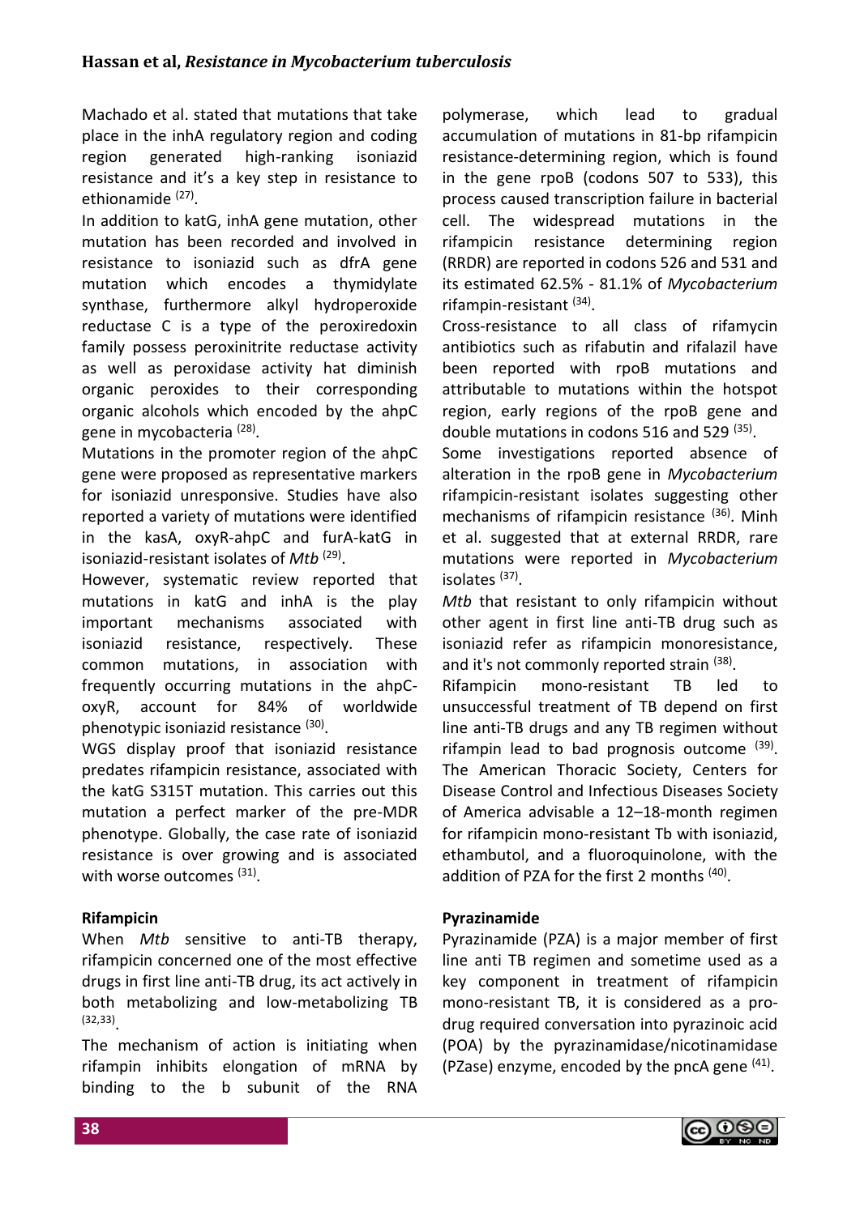Machado et al. stated that mutations that take place in the inhA regulatory region and coding region generated high-ranking isoniazid resistance and it's a key step in resistance to ethionamide [27].

In addition to katG, inhA gene mutation, other mutation has been recorded and involved in resistance to isoniazid such as dfrA gene mutation which encodes a thymidylate synthase, furthermore alkyl hydroperoxide reductase C is a type of the peroxiredoxin family possess peroxinitrite reductase activity as well as peroxidase activity hat diminish organic peroxides to their corresponding organic alcohols which encoded by the ahpC gene in mycobacteria [28].

Mutations in the promoter region of the ahpC gene were proposed as representative markers for isoniazid unresponsive. Studies have also reported a variety of mutations were identified in the kasA, oxyR-ahpC and furA-katG in isoniazid-resistant isolates of *Mtb* [29].

However, systematic review reported that mutations in katG and inhA is the play important mechanisms associated with isoniazid resistance, respectively. These common mutations, in association with frequently occurring mutations in the ahpC-oxyR, account for 84% of worldwide phenotypic isoniazid resistance [30].

WGS display proof that isoniazid resistance predates rifampicin resistance, associated with the katG S315T mutation. This carries out this mutation a perfect marker of the pre-MDR phenotype. Globally, the case rate of isoniazid resistance is over growing and is associated with worse outcomes [31].

**Rifampicin**

When *Mtb* sensitive to anti-TB therapy, rifampicin concerned one of the most effective drugs in first line anti-TB drug, its act actively in both metabolizing and low-metabolizing TB [32,33].

The mechanism of action is initiating when rifampin inhibits elongation of mRNA by binding to the b subunit of the RNA polymerase, which lead to gradual accumulation of mutations in 81-bp rifampicin resistance-determining region, which is found in the gene rpoB (codons 507 to 533), this process caused transcription failure in bacterial cell. The widespread mutations in the rifampicin resistance determining region (RRDR) are reported in codons 526 and 531 and its estimated 62.5% - 81.1% of *Mycobacterium* rifampin-resistant [34].

Cross-resistance to all class of rifamycin antibiotics such as rifabutin and rifalazil have been reported with rpoB mutations and attributable to mutations within the hotspot region, early regions of the rpoB gene and double mutations in codons 516 and 529 [35].

Some investigations reported absence of alteration in the rpoB gene in *Mycobacterium* rifampicin-resistant isolates suggesting other mechanisms of rifampicin resistance [36]. Minh et al. suggested that at external RRDR, rare mutations were reported in *Mycobacterium* isolates [37].

*Mtb* that resistant to only rifampicin without other agent in first line anti-TB drug such as isoniazid refer as rifampicin monoresistance, and it's not commonly reported strain [38].

Rifampicin mono-resistant TB led to unsuccessful treatment of TB depend on first line anti-TB drugs and any TB regimen without rifampin lead to bad prognosis outcome [39]. The American Thoracic Society, Centers for Disease Control and Infectious Diseases Society of America advisable a 12–18-month regimen for rifampicin mono-resistant Tb with isoniazid, ethambutol, and a fluoroquinolone, with the addition of PZA for the first 2 months [40].

**Pyrazinamide**

Pyrazinamide (PZA) is a major member of first line anti TB regimen and sometime used as a key component in treatment of rifampicin mono-resistant TB, it is considered as a pro-drug required conversation into pyrazinoic acid (POA) by the pyrazinamidase/nicotinamidase (PZase) enzyme, encoded by the pncA gene [41].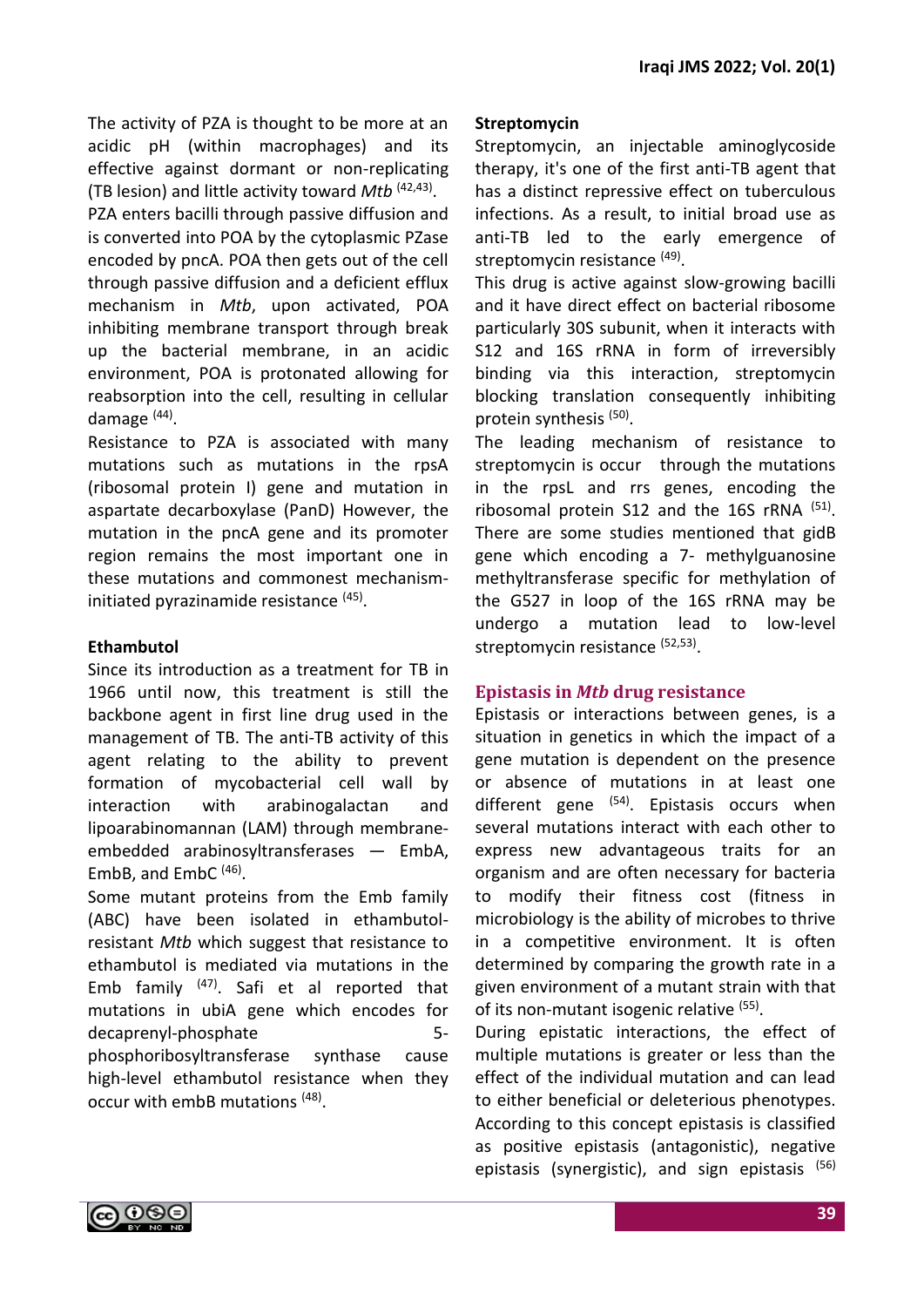The activity of PZA is thought to be more at an acidic pH (within macrophages) and its effective against dormant or non-replicating (TB lesion) and little activity toward *Mtb* [42,43].

PZA enters bacilli through passive diffusion and is converted into POA by the cytoplasmic PZase encoded by pncA. POA then gets out of the cell through passive diffusion and a deficient efflux mechanism in *Mtb*, upon activated, POA inhibiting membrane transport through break up the bacterial membrane, in an acidic environment, POA is protonated allowing for reabsorption into the cell, resulting in cellular damage [44].

Resistance to PZA is associated with many mutations such as mutations in the rpsA (ribosomal protein I) gene and mutation in aspartate decarboxylase (PanD) However, the mutation in the pncA gene and its promoter region remains the most important one in these mutations and commonest mechanism-initiated pyrazinamide resistance [45].

**Ethambutol**

Since its introduction as a treatment for TB in 1966 until now, this treatment is still the backbone agent in first line drug used in the management of TB. The anti-TB activity of this agent relating to the ability to prevent formation of mycobacterial cell wall by interaction with arabinogalactan and lipoarabinomannan (LAM) through membrane-embedded arabinosyltransferases — EmbA, EmbB, and EmbC [46].

Some mutant proteins from the Emb family (ABC) have been isolated in ethambutol-resistant *Mtb* which suggest that resistance to ethambutol is mediated via mutations in the Emb family [47]. Safi et al reported that mutations in ubiA gene which encodes for decaprenyl-phosphate 5-phosphoribosyltransferase synthase cause high-level ethambutol resistance when they occur with embB mutations [48].

**Streptomycin**

Streptomycin, an injectable aminoglycoside therapy, it's one of the first anti-TB agent that has a distinct repressive effect on tuberculous infections. As a result, to initial broad use as anti-TB led to the early emergence of streptomycin resistance [49].

This drug is active against slow-growing bacilli and it have direct effect on bacterial ribosome particularly 30S subunit, when it interacts with S12 and 16S rRNA in form of irreversibly binding via this interaction, streptomycin blocking translation consequently inhibiting protein synthesis [50].

The leading mechanism of resistance to streptomycin is occur through the mutations in the rpsL and rrs genes, encoding the ribosomal protein S12 and the 16S rRNA [51]. There are some studies mentioned that gidB gene which encoding a 7- methylguanosine methyltransferase specific for methylation of the G527 in loop of the 16S rRNA may be undergo a mutation lead to low-level streptomycin resistance [52,53].

## Epistasis in *Mtb* drug resistance

Epistasis or interactions between genes, is a situation in genetics in which the impact of a gene mutation is dependent on the presence or absence of mutations in at least one different gene [54]. Epistasis occurs when several mutations interact with each other to express new advantageous traits for an organism and are often necessary for bacteria to modify their fitness cost (fitness in microbiology is the ability of microbes to thrive in a competitive environment. It is often determined by comparing the growth rate in a given environment of a mutant strain with that of its non-mutant isogenic relative [55].

During epistatic interactions, the effect of multiple mutations is greater or less than the effect of the individual mutation and can lead to either beneficial or deleterious phenotypes. According to this concept epistasis is classified as positive epistasis (antagonistic), negative epistasis (synergistic), and sign epistasis [56]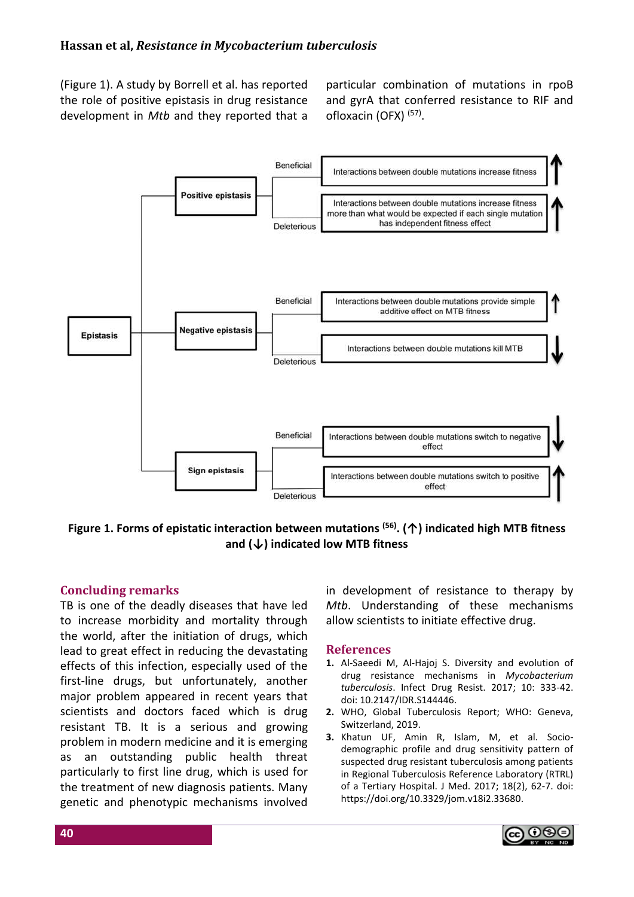(Figure 1). A study by Borrell et al. has reported the role of positive epistasis in drug resistance development in *Mtb* and they reported that a particular combination of mutations in rpoB and gyrA that conferred resistance to RIF and ofloxacin (OFX) [57].

Epistasis

Positive epistasis

Beneficial

Interactions between double mutations increase fitness ↑

Deleterious

Interactions between double mutations increase fitness more than what would be expected if each single mutation has independent fitness effect ↑

Negative epistasis

Beneficial

Interactions between double mutations provide simple additive effect on MTB fitness ↑

Deleterious

Interactions between double mutations kill MTB ↓

Sign epistasis

Beneficial

Interactions between double mutations switch to negative effect ↓

Deleterious

Interactions between double mutations switch to positive effect ↑

**Figure 1. Forms of epistatic interaction between mutations [56]. (↑) indicated high MTB fitness and (↓) indicated low MTB fitness**

## Concluding remarks

TB is one of the deadly diseases that have led to increase morbidity and mortality through the world, after the initiation of drugs, which lead to great effect in reducing the devastating effects of this infection, especially used of the first-line drugs, but unfortunately, another major problem appeared in recent years that scientists and doctors faced which is drug resistant TB. It is a serious and growing problem in modern medicine and it is emerging as an outstanding public health threat particularly to first line drug, which is used for the treatment of new diagnosis patients. Many genetic and phenotypic mechanisms involved in development of resistance to therapy by *Mtb*. Understanding of these mechanisms allow scientists to initiate effective drug.

## References

1. Al-Saeedi M, Al-Hajoj S. Diversity and evolution of drug resistance mechanisms in *Mycobacterium tuberculosis*. Infect Drug Resist. 2017; 10: 333-42. doi: 10.2147/IDR.S144446.
2. WHO, Global Tuberculosis Report; WHO: Geneva, Switzerland, 2019.
3. Khatun UF, Amin R, Islam, M, et al. Socio-demographic profile and drug sensitivity pattern of suspected drug resistant tuberculosis among patients in Regional Tuberculosis Reference Laboratory (RTRL) of a Tertiary Hospital. J Med. 2017; 18(2), 62-7. doi: https://doi.org/10.3329/jom.v18i2.33680.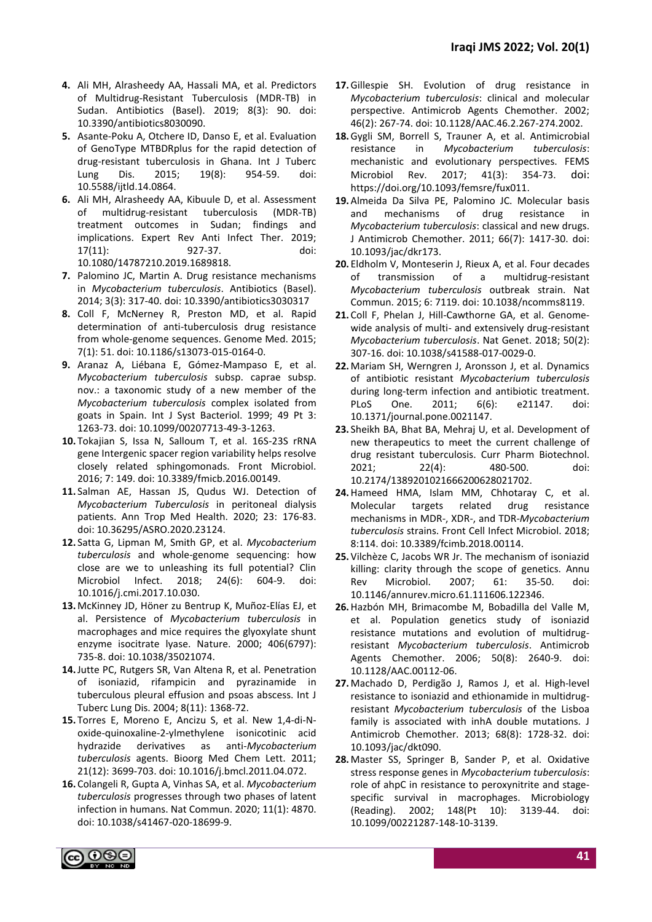4. Ali MH, Alrasheedy AA, Hassali MA, et al. Predictors of Multidrug-Resistant Tuberculosis (MDR-TB) in Sudan. Antibiotics (Basel). 2019; 8(3): 90. doi: 10.3390/antibiotics8030090.
5. Asante-Poku A, Otchere ID, Danso E, et al. Evaluation of GenoType MTBDRplus for the rapid detection of drug-resistant tuberculosis in Ghana. Int J Tuberc Lung Dis. 2015; 19(8): 954-59. doi: 10.5588/ijtld.14.0864.
6. Ali MH, Alrasheedy AA, Kibuule D, et al. Assessment of multidrug-resistant tuberculosis (MDR-TB) treatment outcomes in Sudan; findings and implications. Expert Rev Anti Infect Ther. 2019; 17(11): 927-37. doi: 10.1080/14787210.2019.1689818.
7. Palomino JC, Martin A. Drug resistance mechanisms in *Mycobacterium tuberculosis*. Antibiotics (Basel). 2014; 3(3): 317-40. doi: 10.3390/antibiotics3030317
8. Coll F, McNerney R, Preston MD, et al. Rapid determination of anti-tuberculosis drug resistance from whole-genome sequences. Genome Med. 2015; 7(1): 51. doi: 10.1186/s13073-015-0164-0.
9. Aranaz A, Liébana E, Gómez-Mampaso E, et al. *Mycobacterium tuberculosis* subsp. caprae subsp. nov.: a taxonomic study of a new member of the *Mycobacterium tuberculosis* complex isolated from goats in Spain. Int J Syst Bacteriol. 1999; 49 Pt 3: 1263-73. doi: 10.1099/00207713-49-3-1263.
10. Tokajian S, Issa N, Salloum T, et al. 16S-23S rRNA gene Intergenic spacer region variability helps resolve closely related sphingomonads. Front Microbiol. 2016; 7: 149. doi: 10.3389/fmicb.2016.00149.
11. Salman AE, Hassan JS, Qudus WJ. Detection of *Mycobacterium Tuberculosis* in peritoneal dialysis patients. Ann Trop Med Health. 2020; 23: 176-83. doi: 10.36295/ASRO.2020.23124.
12. Satta G, Lipman M, Smith GP, et al. *Mycobacterium tuberculosis* and whole-genome sequencing: how close are we to unleashing its full potential? Clin Microbiol Infect. 2018; 24(6): 604-9. doi: 10.1016/j.cmi.2017.10.030.
13. McKinney JD, Höner zu Bentrup K, Muñoz-Elías EJ, et al. Persistence of *Mycobacterium tuberculosis* in macrophages and mice requires the glyoxylate shunt enzyme isocitrate lyase. Nature. 2000; 406(6797): 735-8. doi: 10.1038/35021074.
14. Jutte PC, Rutgers SR, Van Altena R, et al. Penetration of isoniazid, rifampicin and pyrazinamide in tuberculous pleural effusion and psoas abscess. Int J Tuberc Lung Dis. 2004; 8(11): 1368-72.
15. Torres E, Moreno E, Ancizu S, et al. New 1,4-di-N-oxide-quinoxaline-2-ylmethylene isonicotinic acid hydrazide derivatives as anti-*Mycobacterium tuberculosis* agents. Bioorg Med Chem Lett. 2011; 21(12): 3699-703. doi: 10.1016/j.bmcl.2011.04.072.
16. Colangeli R, Gupta A, Vinhas SA, et al. *Mycobacterium tuberculosis* progresses through two phases of latent infection in humans. Nat Commun. 2020; 11(1): 4870. doi: 10.1038/s41467-020-18699-9.
17. Gillespie SH. Evolution of drug resistance in *Mycobacterium tuberculosis*: clinical and molecular perspective. Antimicrob Agents Chemother. 2002; 46(2): 267-74. doi: 10.1128/AAC.46.2.267-274.2002.
18. Gygli SM, Borrell S, Trauner A, et al. Antimicrobial resistance in *Mycobacterium tuberculosis*: mechanistic and evolutionary perspectives. FEMS Microbiol Rev. 2017; 41(3): 354-73. doi: https://doi.org/10.1093/femsre/fux011.
19. Almeida Da Silva PE, Palomino JC. Molecular basis and mechanisms of drug resistance in *Mycobacterium tuberculosis*: classical and new drugs. J Antimicrob Chemother. 2011; 66(7): 1417-30. doi: 10.1093/jac/dkr173.
20. Eldholm V, Monteserin J, Rieux A, et al. Four decades of transmission of a multidrug-resistant *Mycobacterium tuberculosis* outbreak strain. Nat Commun. 2015; 6: 7119. doi: 10.1038/ncomms8119.
21. Coll F, Phelan J, Hill-Cawthorne GA, et al. Genome-wide analysis of multi- and extensively drug-resistant *Mycobacterium tuberculosis*. Nat Genet. 2018; 50(2): 307-16. doi: 10.1038/s41588-017-0029-0.
22. Mariam SH, Werngren J, Aronsson J, et al. Dynamics of antibiotic resistant *Mycobacterium tuberculosis* during long-term infection and antibiotic treatment. PLoS One. 2011; 6(6): e21147. doi: 10.1371/journal.pone.0021147.
23. Sheikh BA, Bhat BA, Mehraj U, et al. Development of new therapeutics to meet the current challenge of drug resistant tuberculosis. Curr Pharm Biotechnol. 2021; 22(4): 480-500. doi: 10.2174/1389201021666200628021702.
24. Hameed HMA, Islam MM, Chhotaray C, et al. Molecular targets related drug resistance mechanisms in MDR-, XDR-, and TDR-*Mycobacterium tuberculosis* strains. Front Cell Infect Microbiol. 2018; 8:114. doi: 10.3389/fcimb.2018.00114.
25. Vilchèze C, Jacobs WR Jr. The mechanism of isoniazid killing: clarity through the scope of genetics. Annu Rev Microbiol. 2007; 61: 35-50. doi: 10.1146/annurev.micro.61.111606.122346.
26. Hazbón MH, Brimacombe M, Bobadilla del Valle M, et al. Population genetics study of isoniazid resistance mutations and evolution of multidrug-resistant *Mycobacterium tuberculosis*. Antimicrob Agents Chemother. 2006; 50(8): 2640-9. doi: 10.1128/AAC.00112-06.
27. Machado D, Perdigão J, Ramos J, et al. High-level resistance to isoniazid and ethionamide in multidrug-resistant *Mycobacterium tuberculosis* of the Lisboa family is associated with inhA double mutations. J Antimicrob Chemother. 2013; 68(8): 1728-32. doi: 10.1093/jac/dkt090.
28. Master SS, Springer B, Sander P, et al. Oxidative stress response genes in *Mycobacterium tuberculosis*: role of ahpC in resistance to peroxynitrite and stage-specific survival in macrophages. Microbiology (Reading). 2002; 148(Pt 10): 3139-44. doi: 10.1099/00221287-148-10-3139.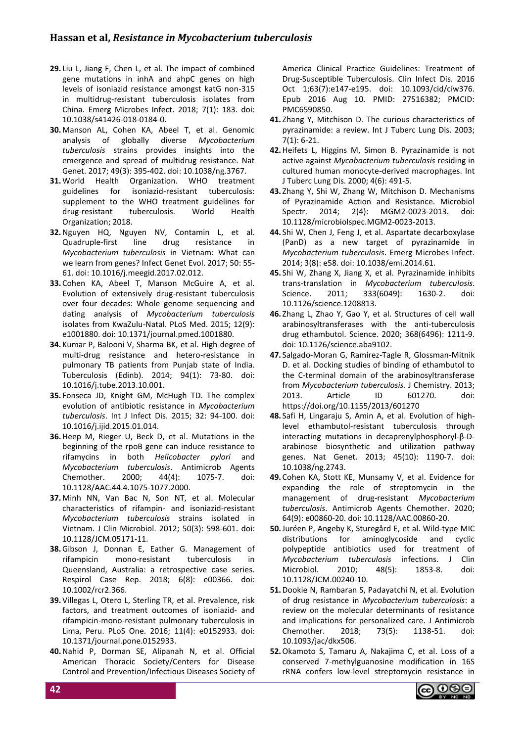29. Liu L, Jiang F, Chen L, et al. The impact of combined gene mutations in inhA and ahpC genes on high levels of isoniazid resistance amongst katG non-315 in multidrug-resistant tuberculosis isolates from China. Emerg Microbes Infect. 2018; 7(1): 183. doi: 10.1038/s41426-018-0184-0.
30. Manson AL, Cohen KA, Abeel T, et al. Genomic analysis of globally diverse *Mycobacterium tuberculosis* strains provides insights into the emergence and spread of multidrug resistance. Nat Genet. 2017; 49(3): 395-402. doi: 10.1038/ng.3767.
31. World Health Organization. WHO treatment guidelines for isoniazid-resistant tuberculosis: supplement to the WHO treatment guidelines for drug-resistant tuberculosis. World Health Organization; 2018.
32. Nguyen HQ, Nguyen NV, Contamin L, et al. Quadruple-first line drug resistance in *Mycobacterium tuberculosis* in Vietnam: What can we learn from genes? Infect Genet Evol. 2017; 50: 55-61. doi: 10.1016/j.meegid.2017.02.012.
33. Cohen KA, Abeel T, Manson McGuire A, et al. Evolution of extensively drug-resistant tuberculosis over four decades: Whole genome sequencing and dating analysis of *Mycobacterium tuberculosis* isolates from KwaZulu-Natal. PLoS Med. 2015; 12(9): e1001880. doi: 10.1371/journal.pmed.1001880.
34. Kumar P, Balooni V, Sharma BK, et al. High degree of multi-drug resistance and hetero-resistance in pulmonary TB patients from Punjab state of India. Tuberculosis (Edinb). 2014; 94(1): 73-80. doi: 10.1016/j.tube.2013.10.001.
35. Fonseca JD, Knight GM, McHugh TD. The complex evolution of antibiotic resistance in *Mycobacterium tuberculosis*. Int J Infect Dis. 2015; 32: 94-100. doi: 10.1016/j.ijid.2015.01.014.
36. Heep M, Rieger U, Beck D, et al. Mutations in the beginning of the rpoB gene can induce resistance to rifamycins in both *Helicobacter pylori* and *Mycobacterium tuberculosis*. Antimicrob Agents Chemother. 2000; 44(4): 1075-7. doi: 10.1128/AAC.44.4.1075-1077.2000.
37. Minh NN, Van Bac N, Son NT, et al. Molecular characteristics of rifampin- and isoniazid-resistant *Mycobacterium tuberculosis* strains isolated in Vietnam. J Clin Microbiol. 2012; 50(3): 598-601. doi: 10.1128/JCM.05171-11.
38. Gibson J, Donnan E, Eather G. Management of rifampicin mono-resistant tuberculosis in Queensland, Australia: a retrospective case series. Respirol Case Rep. 2018; 6(8): e00366. doi: 10.1002/rcr2.366.
39. Villegas L, Otero L, Sterling TR, et al. Prevalence, risk factors, and treatment outcomes of isoniazid- and rifampicin-mono-resistant pulmonary tuberculosis in Lima, Peru. PLoS One. 2016; 11(4): e0152933. doi: 10.1371/journal.pone.0152933.
40. Nahid P, Dorman SE, Alipanah N, et al. Official American Thoracic Society/Centers for Disease Control and Prevention/Infectious Diseases Society of America Clinical Practice Guidelines: Treatment of Drug-Susceptible Tuberculosis. Clin Infect Dis. 2016 Oct 1;63(7):e147-e195. doi: 10.1093/cid/ciw376. Epub 2016 Aug 10. PMID: 27516382; PMCID: PMC6590850.
41. Zhang Y, Mitchison D. The curious characteristics of pyrazinamide: a review. Int J Tuberc Lung Dis. 2003; 7(1): 6-21.
42. Heifets L, Higgins M, Simon B. Pyrazinamide is not active against *Mycobacterium tuberculosis* residing in cultured human monocyte-derived macrophages. Int J Tuberc Lung Dis. 2000; 4(6): 491-5.
43. Zhang Y, Shi W, Zhang W, Mitchison D. Mechanisms of Pyrazinamide Action and Resistance. Microbiol Spectr. 2014; 2(4): MGM2-0023-2013. doi: 10.1128/microbiolspec.MGM2-0023-2013.
44. Shi W, Chen J, Feng J, et al. Aspartate decarboxylase (PanD) as a new target of pyrazinamide in *Mycobacterium tuberculosis*. Emerg Microbes Infect. 2014; 3(8): e58. doi: 10.1038/emi.2014.61.
45. Shi W, Zhang X, Jiang X, et al. Pyrazinamide inhibits trans-translation in *Mycobacterium tuberculosis*. Science. 2011; 333(6049): 1630-2. doi: 10.1126/science.1208813.
46. Zhang L, Zhao Y, Gao Y, et al. Structures of cell wall arabinosyltransferases with the anti-tuberculosis drug ethambutol. Science. 2020; 368(6496): 1211-9. doi: 10.1126/science.aba9102.
47. Salgado-Moran G, Ramirez-Tagle R, Glossman-Mitnik D. et al. Docking studies of binding of ethambutol to the C-terminal domain of the arabinosyltransferase from *Mycobacterium tuberculosis*. J Chemistry. 2013; 2013. Article ID 601270. doi: https://doi.org/10.1155/2013/601270
48. Safi H, Lingaraju S, Amin A, et al. Evolution of high-level ethambutol-resistant tuberculosis through interacting mutations in decaprenylphosphoryl-β-D-arabinose biosynthetic and utilization pathway genes. Nat Genet. 2013; 45(10): 1190-7. doi: 10.1038/ng.2743.
49. Cohen KA, Stott KE, Munsamy V, et al. Evidence for expanding the role of streptomycin in the management of drug-resistant *Mycobacterium tuberculosis*. Antimicrob Agents Chemother. 2020; 64(9): e00860-20. doi: 10.1128/AAC.00860-20.
50. Juréen P, Angeby K, Sturegård E, et al. Wild-type MIC distributions for aminoglycoside and cyclic polypeptide antibiotics used for treatment of *Mycobacterium tuberculosis* infections. J Clin Microbiol. 2010; 48(5): 1853-8. doi: 10.1128/JCM.00240-10.
51. Dookie N, Rambaran S, Padayatchi N, et al. Evolution of drug resistance in *Mycobacterium tuberculosis*: a review on the molecular determinants of resistance and implications for personalized care. J Antimicrob Chemother. 2018; 73(5): 1138-51. doi: 10.1093/jac/dkx506.
52. Okamoto S, Tamaru A, Nakajima C, et al. Loss of a conserved 7-methylguanosine modification in 16S rRNA confers low-level streptomycin resistance in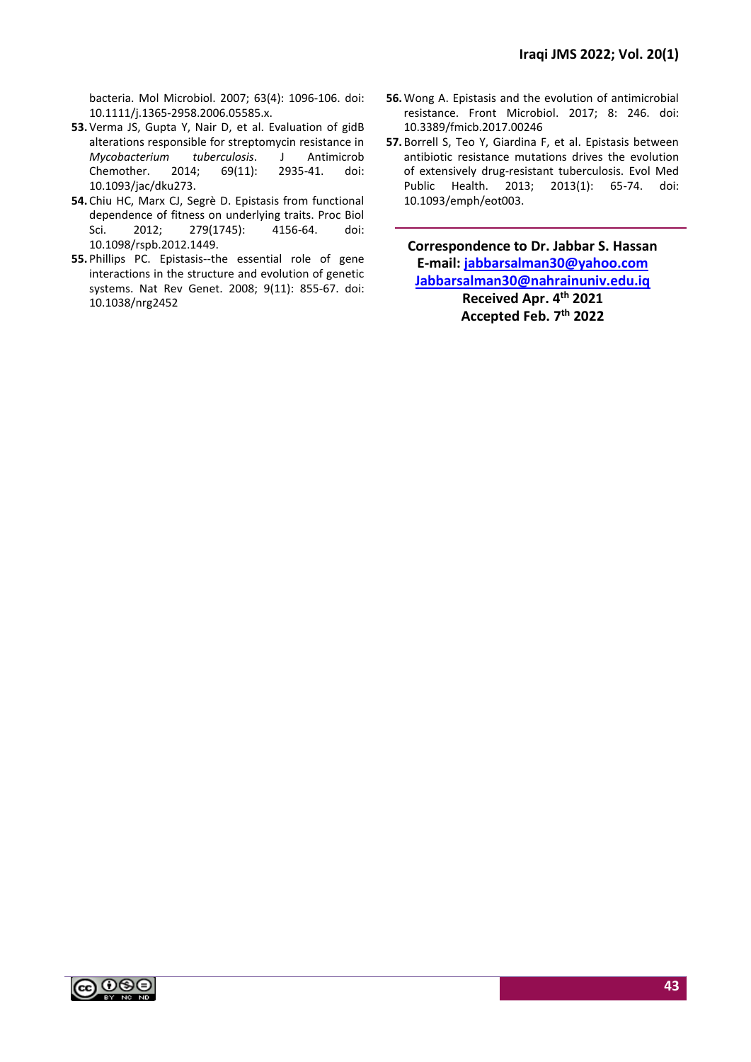bacteria. Mol Microbiol. 2007; 63(4): 1096-106. doi: 10.1111/j.1365-2958.2006.05585.x.

53. Verma JS, Gupta Y, Nair D, et al. Evaluation of gidB alterations responsible for streptomycin resistance in *Mycobacterium tuberculosis*. J Antimicrob Chemother. 2014; 69(11): 2935-41. doi: 10.1093/jac/dku273.
54. Chiu HC, Marx CJ, Segrè D. Epistasis from functional dependence of fitness on underlying traits. Proc Biol Sci. 2012; 279(1745): 4156-64. doi: 10.1098/rspb.2012.1449.
55. Phillips PC. Epistasis--the essential role of gene interactions in the structure and evolution of genetic systems. Nat Rev Genet. 2008; 9(11): 855-67. doi: 10.1038/nrg2452
56. Wong A. Epistasis and the evolution of antimicrobial resistance. Front Microbiol. 2017; 8: 246. doi: 10.3389/fmicb.2017.00246
57. Borrell S, Teo Y, Giardina F, et al. Epistasis between antibiotic resistance mutations drives the evolution of extensively drug-resistant tuberculosis. Evol Med Public Health. 2013; 2013(1): 65-74. doi: 10.1093/emph/eot003.

---

**Correspondence to Dr. Jabbar S. Hassan**
**E-mail: jabbarsalman30@yahoo.com**
**Jabbarsalman30@nahrainuniv.edu.iq**
**Received Apr. 4th 2021**
**Accepted Feb. 7th 2022**